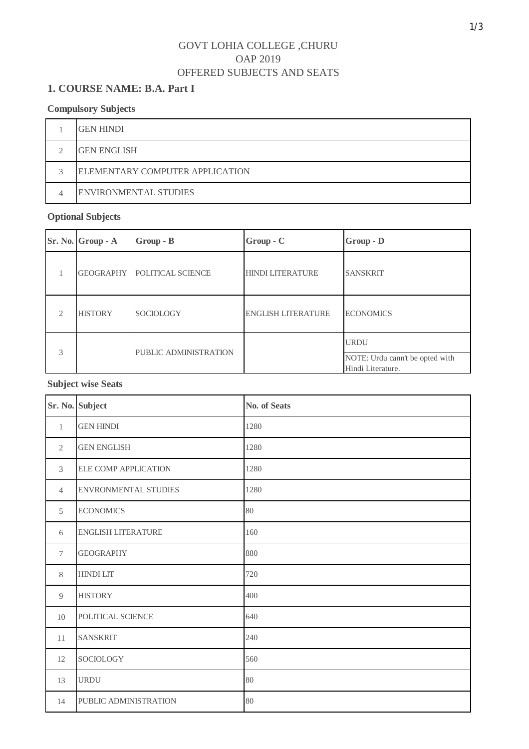GOVT LOHIA COLLEGE ,CHURU
OAP 2019
OFFERED SUBJECTS AND SEATS

## 1. COURSE NAME: B.A. Part I

### Compulsory Subjects

| | |
|---|---|
| 1 | GEN HINDI |
| 2 | GEN ENGLISH |
| 3 | ELEMENTARY COMPUTER APPLICATION |
| 4 | ENVIRONMENTAL STUDIES |

### Optional Subjects

| Sr. No. | Group - A | Group - B | Group - C | Group - D |
|---|---|---|---|---|
| 1 | GEOGRAPHY | POLITICAL SCIENCE | HINDI LITERATURE | SANSKRIT |
| 2 | HISTORY | SOCIOLOGY | ENGLISH LITERATURE | ECONOMICS |
| 3 | | PUBLIC ADMINISTRATION | | URDU<br>NOTE: Urdu cann't be opted with Hindi Literature. |

### Subject wise Seats

| Sr. No. | Subject | No. of Seats |
|---|---|---|
| 1 | GEN HINDI | 1280 |
| 2 | GEN ENGLISH | 1280 |
| 3 | ELE COMP APPLICATION | 1280 |
| 4 | ENVRONMENTAL STUDIES | 1280 |
| 5 | ECONOMICS | 80 |
| 6 | ENGLISH LITERATURE | 160 |
| 7 | GEOGRAPHY | 880 |
| 8 | HINDI LIT | 720 |
| 9 | HISTORY | 400 |
| 10 | POLITICAL SCIENCE | 640 |
| 11 | SANSKRIT | 240 |
| 12 | SOCIOLOGY | 560 |
| 13 | URDU | 80 |
| 14 | PUBLIC ADMINISTRATION | 80 |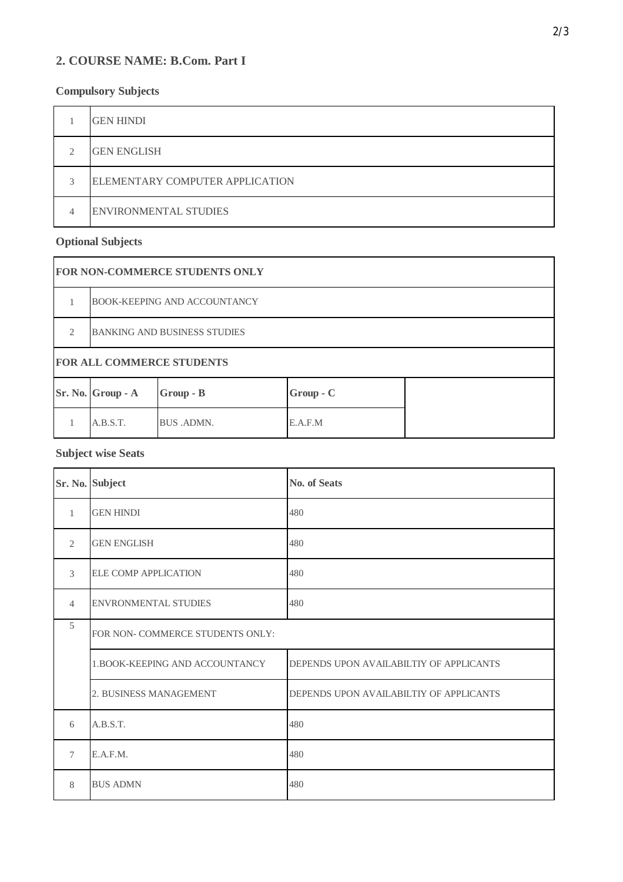## 2. COURSE NAME: B.Com. Part I

### Compulsory Subjects

| | |
|---|---|
| 1 | GEN HINDI |
| 2 | GEN ENGLISH |
| 3 | ELEMENTARY COMPUTER APPLICATION |
| 4 | ENVIRONMENTAL STUDIES |

### Optional Subjects

| FOR NON-COMMERCE STUDENTS ONLY | | | | |
|---|---|---|---|---|
| 1 | BOOK-KEEPING AND ACCOUNTANCY | | | |
| 2 | BANKING AND BUSINESS STUDIES | | | |
| **FOR ALL COMMERCE STUDENTS** | | | | |
| **Sr. No.** | **Group - A** | **Group - B** | **Group - C** | |
| 1 | A.B.S.T. | BUS .ADMN. | E.A.F.M | |

### Subject wise Seats

| Sr. No. | Subject | No. of Seats |
|---|---|---|
| 1 | GEN HINDI | 480 |
| 2 | GEN ENGLISH | 480 |
| 3 | ELE COMP APPLICATION | 480 |
| 4 | ENVRONMENTAL STUDIES | 480 |
| 5 | FOR NON- COMMERCE STUDENTS ONLY: | |
| | 1.BOOK-KEEPING AND ACCOUNTANCY | DEPENDS UPON AVAILABILTIY OF APPLICANTS |
| | 2. BUSINESS MANAGEMENT | DEPENDS UPON AVAILABILTIY OF APPLICANTS |
| 6 | A.B.S.T. | 480 |
| 7 | E.A.F.M. | 480 |
| 8 | BUS ADMN | 480 |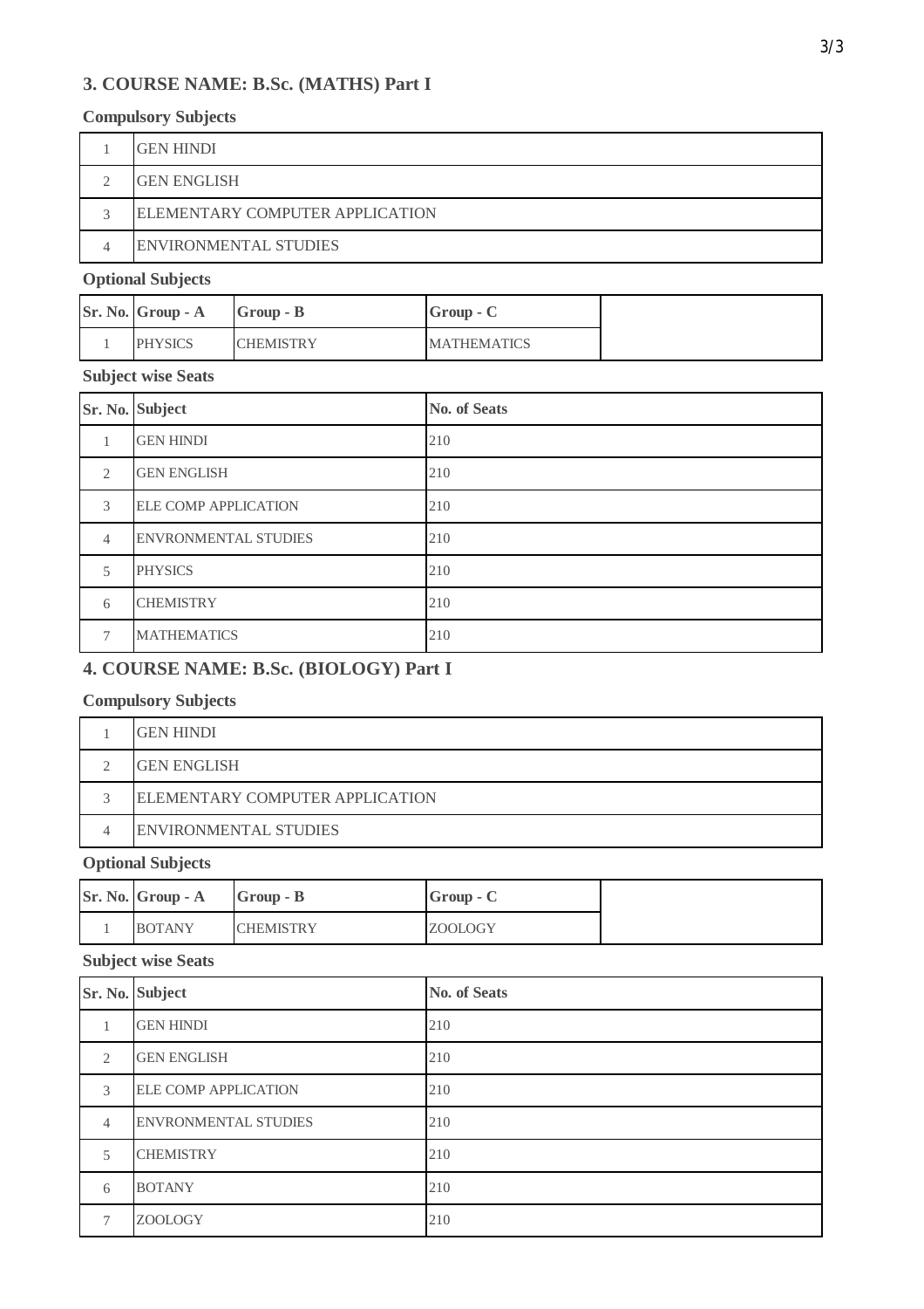### 3. COURSE NAME: B.Sc. (MATHS) Part I

**Compulsory Subjects**

| | |
|---|---|
| 1 | GEN HINDI |
| 2 | GEN ENGLISH |
| 3 | ELEMENTARY COMPUTER APPLICATION |
| 4 | ENVIRONMENTAL STUDIES |

**Optional Subjects**

| Sr. No. | Group - A | Group - B | Group - C | |
|---|---|---|---|---|
| 1 | PHYSICS | CHEMISTRY | MATHEMATICS | |

**Subject wise Seats**

| Sr. No. | Subject | No. of Seats |
|---|---|---|
| 1 | GEN HINDI | 210 |
| 2 | GEN ENGLISH | 210 |
| 3 | ELE COMP APPLICATION | 210 |
| 4 | ENVRONMENTAL STUDIES | 210 |
| 5 | PHYSICS | 210 |
| 6 | CHEMISTRY | 210 |
| 7 | MATHEMATICS | 210 |

### 4. COURSE NAME: B.Sc. (BIOLOGY) Part I

**Compulsory Subjects**

| | |
|---|---|
| 1 | GEN HINDI |
| 2 | GEN ENGLISH |
| 3 | ELEMENTARY COMPUTER APPLICATION |
| 4 | ENVIRONMENTAL STUDIES |

**Optional Subjects**

| Sr. No. | Group - A | Group - B | Group - C | |
|---|---|---|---|---|
| 1 | BOTANY | CHEMISTRY | ZOOLOGY | |

**Subject wise Seats**

| Sr. No. | Subject | No. of Seats |
|---|---|---|
| 1 | GEN HINDI | 210 |
| 2 | GEN ENGLISH | 210 |
| 3 | ELE COMP APPLICATION | 210 |
| 4 | ENVRONMENTAL STUDIES | 210 |
| 5 | CHEMISTRY | 210 |
| 6 | BOTANY | 210 |
| 7 | ZOOLOGY | 210 |